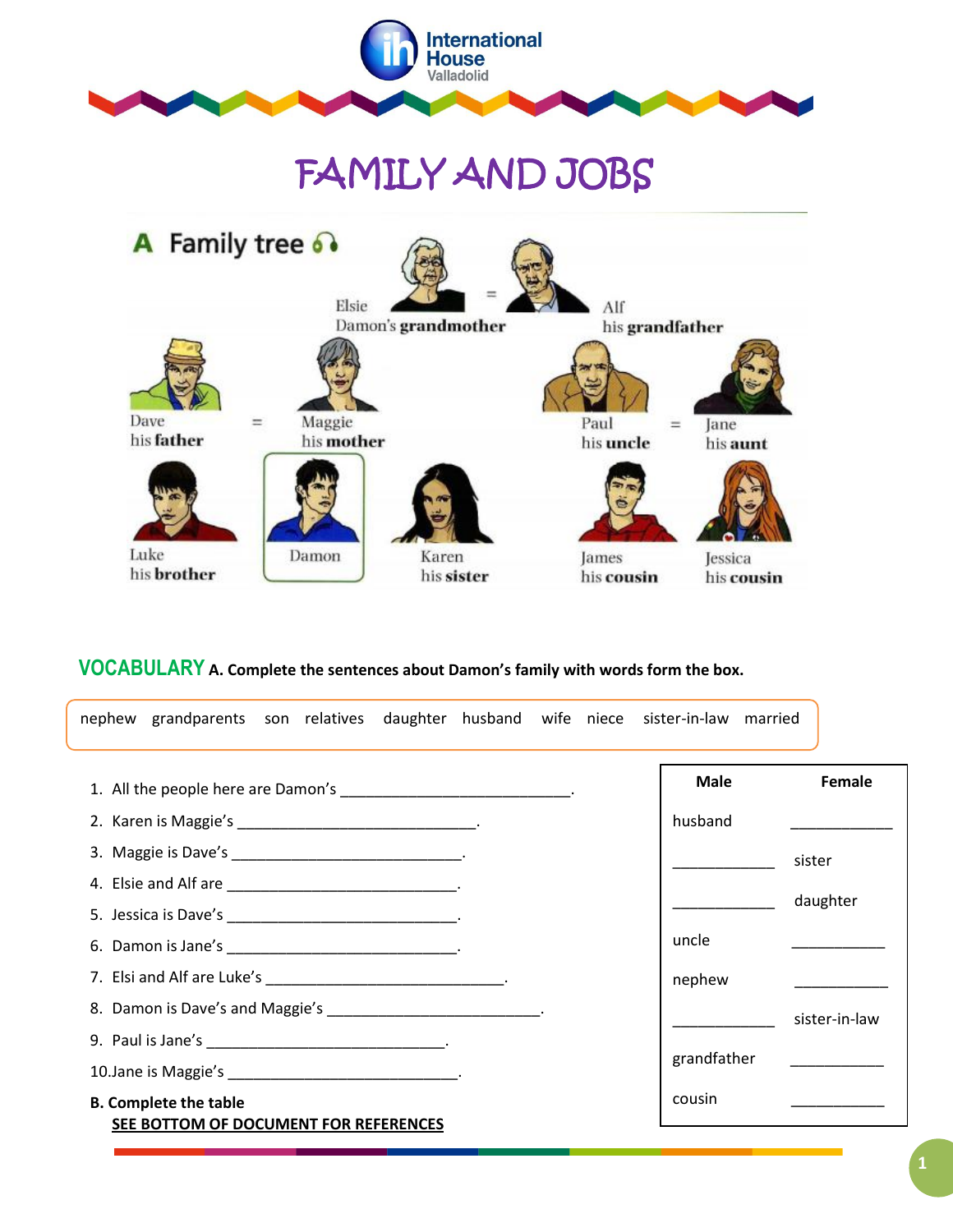International House Valladolid

# FAMILY AND JOBS

## A Family tree

Elsie
Damon's **grandmother**

=

Alf
his **grandfather**

Dave
his **father**

=

Maggie
his **mother**

Paul
his **uncle**

=

Jane
his **aunt**

Luke
his **brother**

Damon

Karen
his **sister**

James
his **cousin**

Jessica
his **cousin**

**VOCABULARY A. Complete the sentences about Damon's family with words form the box.**

nephew grandparents son relatives daughter husband wife niece sister-in-law married

1. All the people here are Damon's ___________________________.
2. Karen is Maggie's ___________________________.
3. Maggie is Dave's ___________________________.
4. Elsie and Alf are ___________________________.
5. Jessica is Dave's ___________________________.
6. Damon is Jane's ___________________________.
7. Elsi and Alf are Luke's ___________________________.
8. Damon is Dave's and Maggie's ___________________________.
9. Paul is Jane's ___________________________.
10. Jane is Maggie's ___________________________.

**B. Complete the table**

**SEE BOTTOM OF DOCUMENT FOR REFERENCES**

| Male | Female |
|---|---|
| husband | ____________ |
| ____________ | sister |
| ____________ | daughter |
| uncle | ____________ |
| nephew | ____________ |
| ____________ | sister-in-law |
| grandfather | ____________ |
| cousin | ____________ |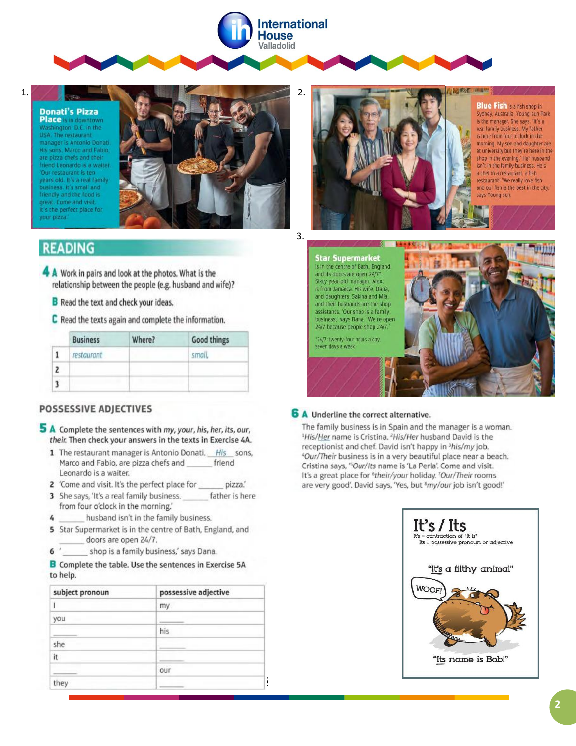1.

**Donati's Pizza Place** is in downtown Washington, D.C. in the USA. The restaurant manager is Antonio Donati. His sons, Marco and Fabio, are pizza chefs and their friend Leonardo is a waiter. 'Our restaurant is ten years old. It's a real family business. It's small and friendly and the food is great. Come and visit. It's the perfect place for your pizza.'

2.

**Blue Fish** is a fish shop in Sydney, Australia. Young-sun Park is the manager. She says, 'It's a real family business. My father is here from four o'clock in the morning. My son and daughter are at university but they're here in the shop in the evening.' Her husband isn't in the family business. He's a chef in a restaurant, a fish restaurant! 'We really love fish and our fish is the best in the city,' says Young-sun.

3.

**Star Supermarket** is in the centre of Bath, England, and its doors are open 24/7*. Sixty-year-old manager, Alex, is from Jamaica. His wife, Dana, and daughters, Sakina and Mia, and their husbands are the shop assistants. 'Our shop is a family business,' says Dana. 'We're open 24/7 because people shop 24/7.'

*24/7: twenty-four hours a day, seven days a week

## READING

**4 A** Work in pairs and look at the photos. What is the relationship between the people (e.g. husband and wife)?

**B** Read the text and check your ideas.

**C** Read the texts again and complete the information.

| | Business | Where? | Good things |
|---|---|---|---|
| 1 | *restaurant* | | *small,* |
| 2 | | | |
| 3 | | | |

## POSSESSIVE ADJECTIVES

**5 A** Complete the sentences with *my, your, his, her, its, our, their.* Then check your answers in the texts in Exercise 4A.

1 The restaurant manager is Antonio Donati. *His* sons, Marco and Fabio, are pizza chefs and ______ friend Leonardo is a waiter.
2 'Come and visit. It's the perfect place for ______ pizza.'
3 She says, 'It's a real family business. ______ father is here from four o'clock in the morning.'
4 ______ husband isn't in the family business.
5 Star Supermarket is in the centre of Bath, England, and ______ doors are open 24/7.
6 '______ shop is a family business,' says Dana.

**B** Complete the table. Use the sentences in Exercise 5A to help.

| subject pronoun | possessive adjective |
|---|---|
| I | my |
| you | ______ |
| ______ | his |
| she | ______ |
| it | ______ |
| ______ | our |
| they | ______ |

**6 A** Underline the correct alternative.

The family business is in Spain and the manager is a woman. [1]His/Her name is Cristina. [2]His/Her husband David is the receptionist and chef. David isn't happy in [3]his/my job. [4]Our/Their business is in a very beautiful place near a beach. Cristina says, '[5]Our/Its name is 'La Perla'. Come and visit. It's a great place for [6]their/your holiday. [7]Our/Their rooms are very good'. David says, 'Yes, but [8]my/our job isn't good!'

**It's / Its**

It's = contraction of "it is"
Its = possessive pronoun or adjective

"It's a filthy animal"

WOOF!

"Its name is Bob!"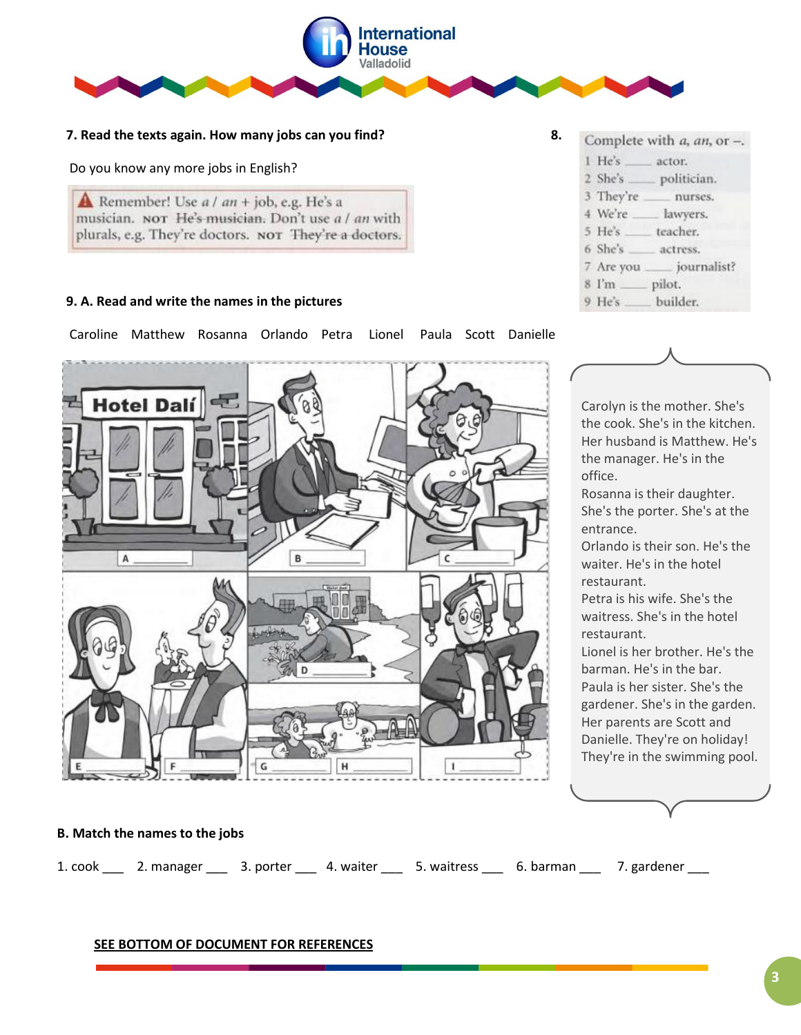**7. Read the texts again. How many jobs can you find?**

Do you know any more jobs in English?

> ⚠ Remember! Use *a* / *an* + job, e.g. He's a musician. NOT ~~He's musician.~~ Don't use *a* / *an* with plurals, e.g. They're doctors. NOT ~~They're a doctors.~~

**8.**

Complete with *a*, *an*, or –.

1. He's ____ actor.
2. She's ____ politician.
3. They're ____ nurses.
4. We're ____ lawyers.
5. He's ____ teacher.
6. She's ____ actress.
7. Are you ____ journalist?
8. I'm ____ pilot.
9. He's ____ builder.

**9. A. Read and write the names in the pictures**

Caroline Matthew Rosanna Orlando Petra Lionel Paula Scott Danielle

A ____________ B ____________ C ____________

D ____________

E ____________ F ____________ G ____________ H ____________ I ____________

Carolyn is the mother. She's the cook. She's in the kitchen. Her husband is Matthew. He's the manager. He's in the office.
Rosanna is their daughter. She's the porter. She's at the entrance.
Orlando is their son. He's the waiter. He's in the hotel restaurant.
Petra is his wife. She's the waitress. She's in the hotel restaurant.
Lionel is her brother. He's the barman. He's in the bar.
Paula is her sister. She's the gardener. She's in the garden.
Her parents are Scott and Danielle. They're on holiday! They're in the swimming pool.

**B. Match the names to the jobs**

1. cook ___ 2. manager ___ 3. porter ___ 4. waiter ___ 5. waitress ___ 6. barman ___ 7. gardener ___

**SEE BOTTOM OF DOCUMENT FOR REFERENCES**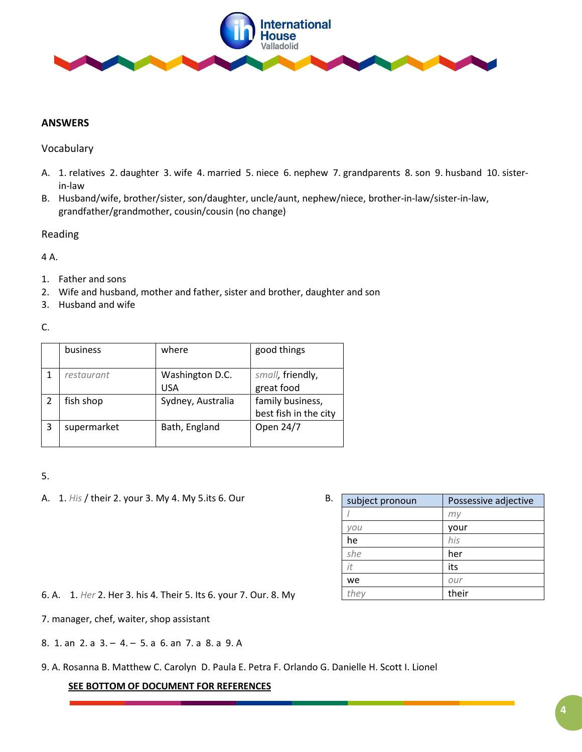**ANSWERS**

Vocabulary

A. 1. relatives 2. daughter 3. wife 4. married 5. niece 6. nephew 7. grandparents 8. son 9. husband 10. sister-in-law
B. Husband/wife, brother/sister, son/daughter, uncle/aunt, nephew/niece, brother-in-law/sister-in-law, grandfather/grandmother, cousin/cousin (no change)

Reading

4 A.

1. Father and sons
2. Wife and husband, mother and father, sister and brother, daughter and son
3. Husband and wife

C.

| | business | where | good things |
|---|---|---|---|
| 1 | *restaurant* | Washington D.C. USA | *small*, friendly, great food |
| 2 | fish shop | Sydney, Australia | family business, best fish in the city |
| 3 | supermarket | Bath, England | Open 24/7 |

5.

A. 1. *His* / their 2. your 3. My 4. My 5.its 6. Our

B.

| subject pronoun | Possessive adjective |
|---|---|
| *I* | *my* |
| *you* | your |
| he | *his* |
| *she* | her |
| *it* | its |
| we | *our* |
| *they* | their |

6. A. 1. *Her* 2. Her 3. his 4. Their 5. Its 6. your 7. Our. 8. My

7. manager, chef, waiter, shop assistant

8. 1. an 2. a 3. – 4. – 5. a 6. an 7. a 8. a 9. A

9. A. Rosanna B. Matthew C. Carolyn D. Paula E. Petra F. Orlando G. Danielle H. Scott I. Lionel

**SEE BOTTOM OF DOCUMENT FOR REFERENCES**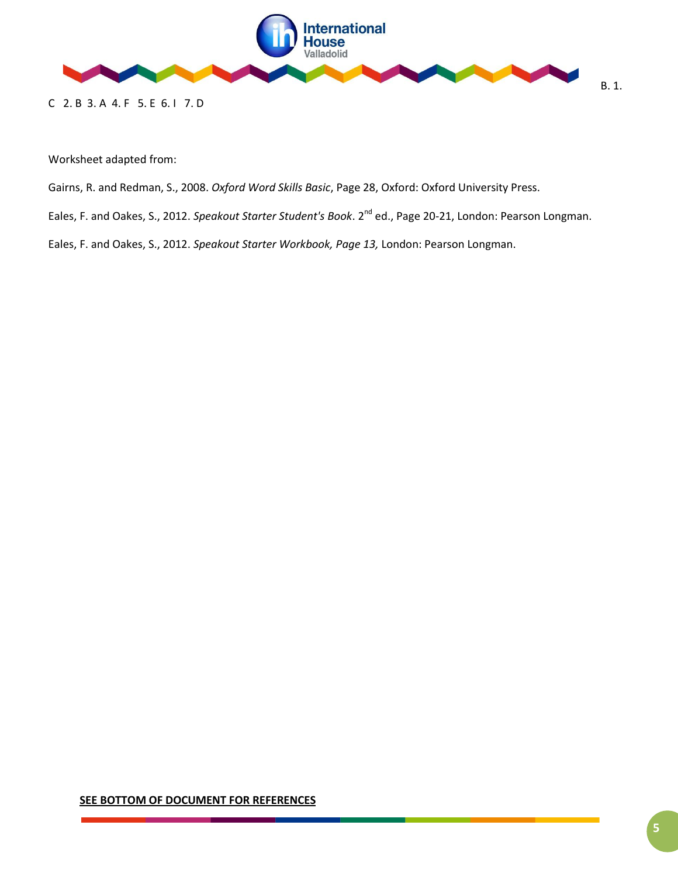B. 1. C 2. B 3. A 4. F 5. E 6. I 7. D

Worksheet adapted from:

Gairns, R. and Redman, S., 2008. *Oxford Word Skills Basic*, Page 28, Oxford: Oxford University Press.

Eales, F. and Oakes, S., 2012. *Speakout Starter Student's Book*. 2nd ed., Page 20-21, London: Pearson Longman.

Eales, F. and Oakes, S., 2012. *Speakout Starter Workbook, Page 13,* London: Pearson Longman.

**SEE BOTTOM OF DOCUMENT FOR REFERENCES**